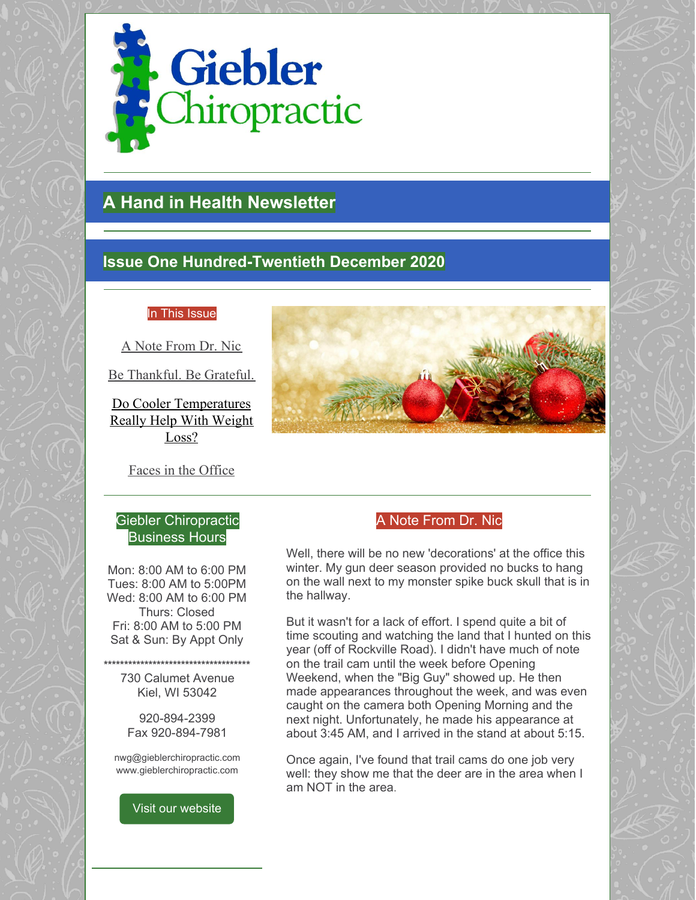# Giebler Chiropractic

## A Hand in Health Newsletter

## Issue One Hundred-Twentieth December 2020

**In This Issue**

A Note From Dr. Nic

Be Thankful. Be Grateful.

Do Cooler Temperatures Really Help With Weight Loss?

Faces in the Office

**Giebler Chiropractic Business Hours**

Mon: 8:00 AM to 6:00 PM
Tues: 8:00 AM to 5:00PM
Wed: 8:00 AM to 6:00 PM
Thurs: Closed
Fri: 8:00 AM to 5:00 PM
Sat & Sun: By Appt Only

*************************************

730 Calumet Avenue
Kiel, WI 53042

920-894-2399
Fax 920-894-7981

nwg@gieblerchiropractic.com
www.gieblerchiropractic.com

Visit our website

### A Note From Dr. Nic

Well, there will be no new 'decorations' at the office this winter. My gun deer season provided no bucks to hang on the wall next to my monster spike buck skull that is in the hallway.

But it wasn't for a lack of effort. I spend quite a bit of time scouting and watching the land that I hunted on this year (off of Rockville Road). I didn't have much of note on the trail cam until the week before Opening Weekend, when the "Big Guy" showed up. He then made appearances throughout the week, and was even caught on the camera both Opening Morning and the next night. Unfortunately, he made his appearance at about 3:45 AM, and I arrived in the stand at about 5:15.

Once again, I've found that trail cams do one job very well: they show me that the deer are in the area when I am NOT in the area.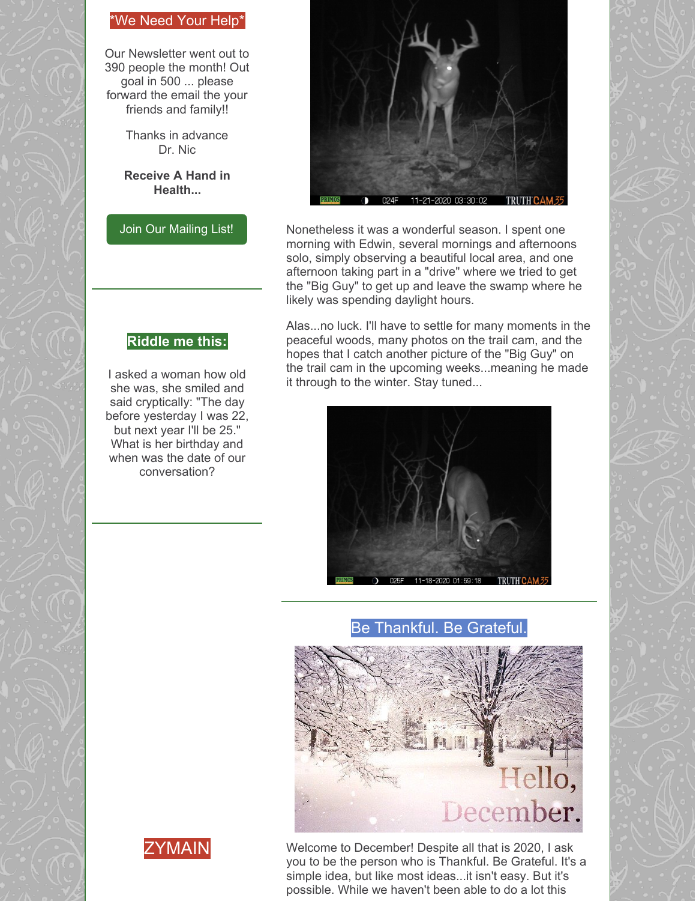## *We Need Your Help*

Our Newsletter went out to 390 people the month! Out goal in 500 ... please forward the email the your friends and family!!

Thanks in advance
Dr. Nic

**Receive A Hand in Health...**

Join Our Mailing List!

---

## Riddle me this:

I asked a woman how old she was, she smiled and said cryptically: "The day before yesterday I was 22, but next year I'll be 25." What is her birthday and when was the date of our conversation?

---

ZYMAIN

Nonetheless it was a wonderful season. I spent one morning with Edwin, several mornings and afternoons solo, simply observing a beautiful local area, and one afternoon taking part in a "drive" where we tried to get the "Big Guy" to get up and leave the swamp where he likely was spending daylight hours.

Alas...no luck. I'll have to settle for many moments in the peaceful woods, many photos on the trail cam, and the hopes that I catch another picture of the "Big Guy" on the trail cam in the upcoming weeks...meaning he made it through to the winter. Stay tuned...

---

## Be Thankful. Be Grateful.

Welcome to December! Despite all that is 2020, I ask you to be the person who is Thankful. Be Grateful. It's a simple idea, but like most ideas...it isn't easy. But it's possible. While we haven't been able to do a lot this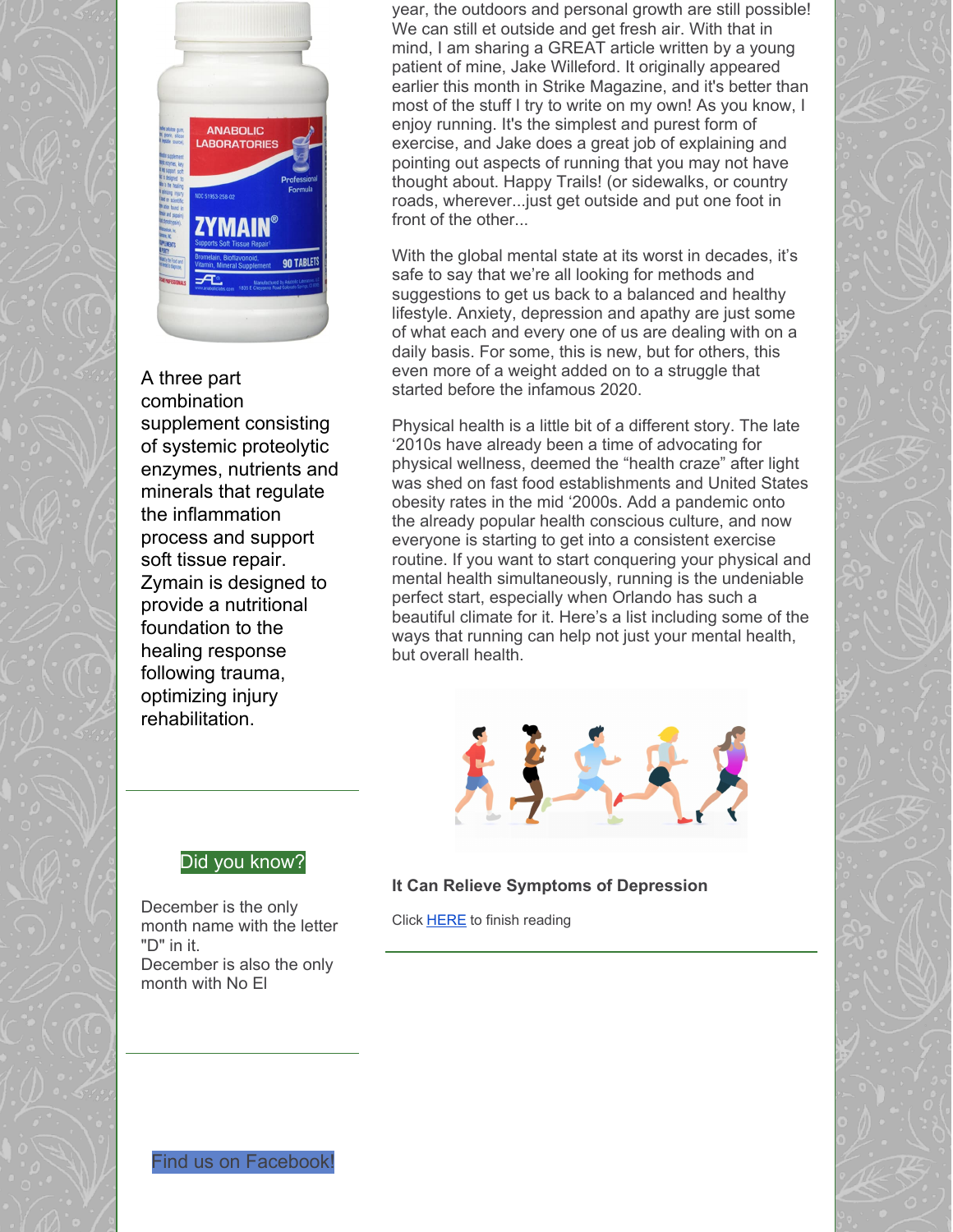A three part combination supplement consisting of systemic proteolytic enzymes, nutrients and minerals that regulate the inflammation process and support soft tissue repair. Zymain is designed to provide a nutritional foundation to the healing response following trauma, optimizing injury rehabilitation.

Did you know?

December is the only month name with the letter "D" in it.
December is also the only month with No El

Find us on Facebook!

year, the outdoors and personal growth are still possible! We can still et outside and get fresh air. With that in mind, I am sharing a GREAT article written by a young patient of mine, Jake Willeford. It originally appeared earlier this month in Strike Magazine, and it's better than most of the stuff I try to write on my own! As you know, I enjoy running. It's the simplest and purest form of exercise, and Jake does a great job of explaining and pointing out aspects of running that you may not have thought about. Happy Trails! (or sidewalks, or country roads, wherever...just get outside and put one foot in front of the other...

With the global mental state at its worst in decades, it's safe to say that we're all looking for methods and suggestions to get us back to a balanced and healthy lifestyle. Anxiety, depression and apathy are just some of what each and every one of us are dealing with on a daily basis. For some, this is new, but for others, this even more of a weight added on to a struggle that started before the infamous 2020.

Physical health is a little bit of a different story. The late '2010s have already been a time of advocating for physical wellness, deemed the "health craze" after light was shed on fast food establishments and United States obesity rates in the mid '2000s. Add a pandemic onto the already popular health conscious culture, and now everyone is starting to get into a consistent exercise routine. If you want to start conquering your physical and mental health simultaneously, running is the undeniable perfect start, especially when Orlando has such a beautiful climate for it. Here's a list including some of the ways that running can help not just your mental health, but overall health.

**It Can Relieve Symptoms of Depression**

Click HERE to finish reading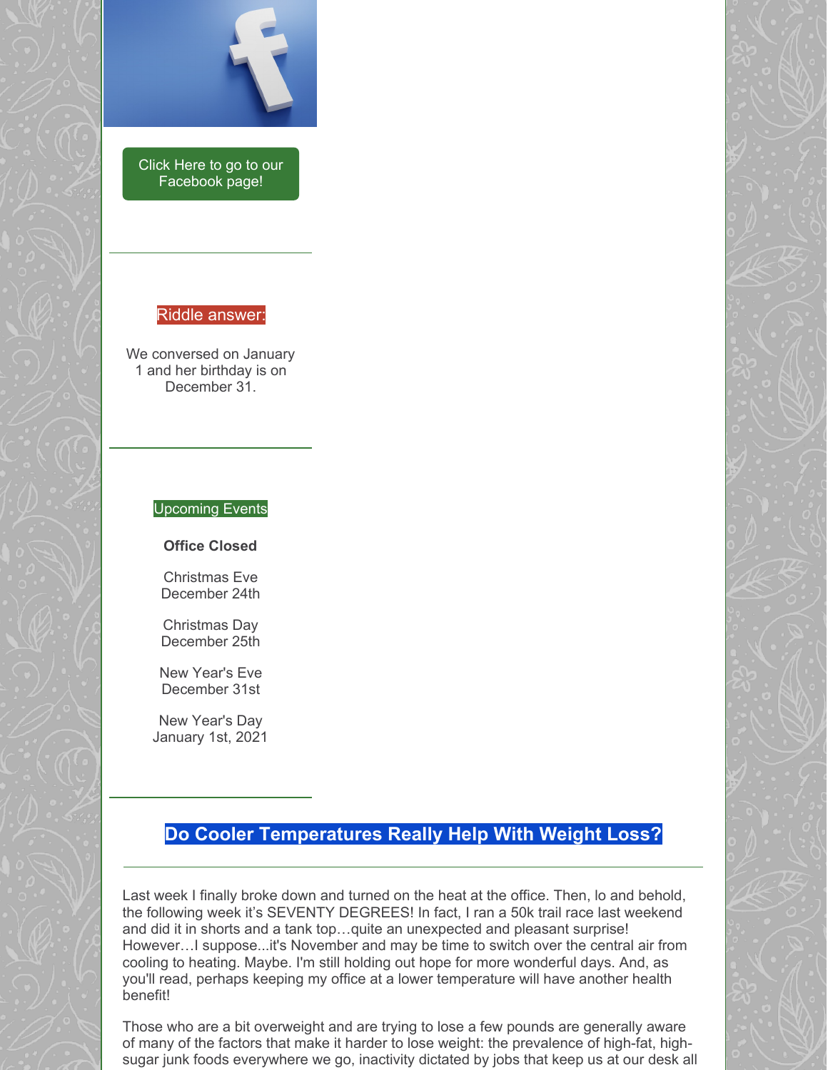Click Here to go to our Facebook page!

---

Riddle answer:

We conversed on January 1 and her birthday is on December 31.

---

Upcoming Events

**Office Closed**

Christmas Eve
December 24th

Christmas Day
December 25th

New Year's Eve
December 31st

New Year's Day
January 1st, 2021

---

## Do Cooler Temperatures Really Help With Weight Loss?

---

Last week I finally broke down and turned on the heat at the office. Then, lo and behold, the following week it's SEVENTY DEGREES! In fact, I ran a 50k trail race last weekend and did it in shorts and a tank top…quite an unexpected and pleasant surprise! However…I suppose...it's November and may be time to switch over the central air from cooling to heating. Maybe. I'm still holding out hope for more wonderful days. And, as you'll read, perhaps keeping my office at a lower temperature will have another health benefit!

Those who are a bit overweight and are trying to lose a few pounds are generally aware of many of the factors that make it harder to lose weight: the prevalence of high-fat, high-sugar junk foods everywhere we go, inactivity dictated by jobs that keep us at our desk all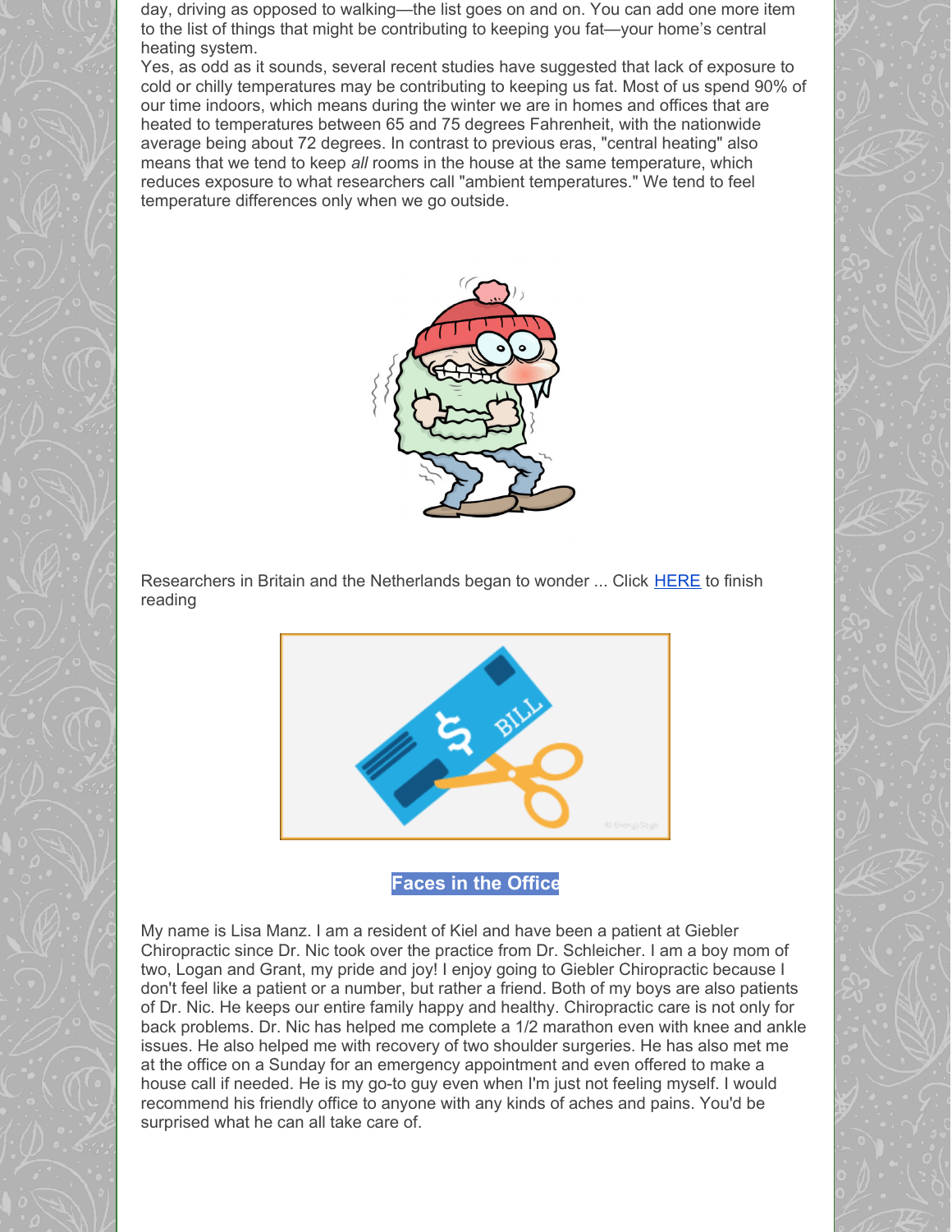day, driving as opposed to walking—the list goes on and on. You can add one more item to the list of things that might be contributing to keeping you fat—your home's central heating system.

Yes, as odd as it sounds, several recent studies have suggested that lack of exposure to cold or chilly temperatures may be contributing to keeping us fat. Most of us spend 90% of our time indoors, which means during the winter we are in homes and offices that are heated to temperatures between 65 and 75 degrees Fahrenheit, with the nationwide average being about 72 degrees. In contrast to previous eras, "central heating" also means that we tend to keep *all* rooms in the house at the same temperature, which reduces exposure to what researchers call "ambient temperatures." We tend to feel temperature differences only when we go outside.

Researchers in Britain and the Netherlands began to wonder ... Click HERE to finish reading

## Faces in the Office

My name is Lisa Manz. I am a resident of Kiel and have been a patient at Giebler Chiropractic since Dr. Nic took over the practice from Dr. Schleicher. I am a boy mom of two, Logan and Grant, my pride and joy! I enjoy going to Giebler Chiropractic because I don't feel like a patient or a number, but rather a friend. Both of my boys are also patients of Dr. Nic. He keeps our entire family happy and healthy. Chiropractic care is not only for back problems. Dr. Nic has helped me complete a 1/2 marathon even with knee and ankle issues. He also helped me with recovery of two shoulder surgeries. He has also met me at the office on a Sunday for an emergency appointment and even offered to make a house call if needed. He is my go-to guy even when I'm just not feeling myself. I would recommend his friendly office to anyone with any kinds of aches and pains. You'd be surprised what he can all take care of.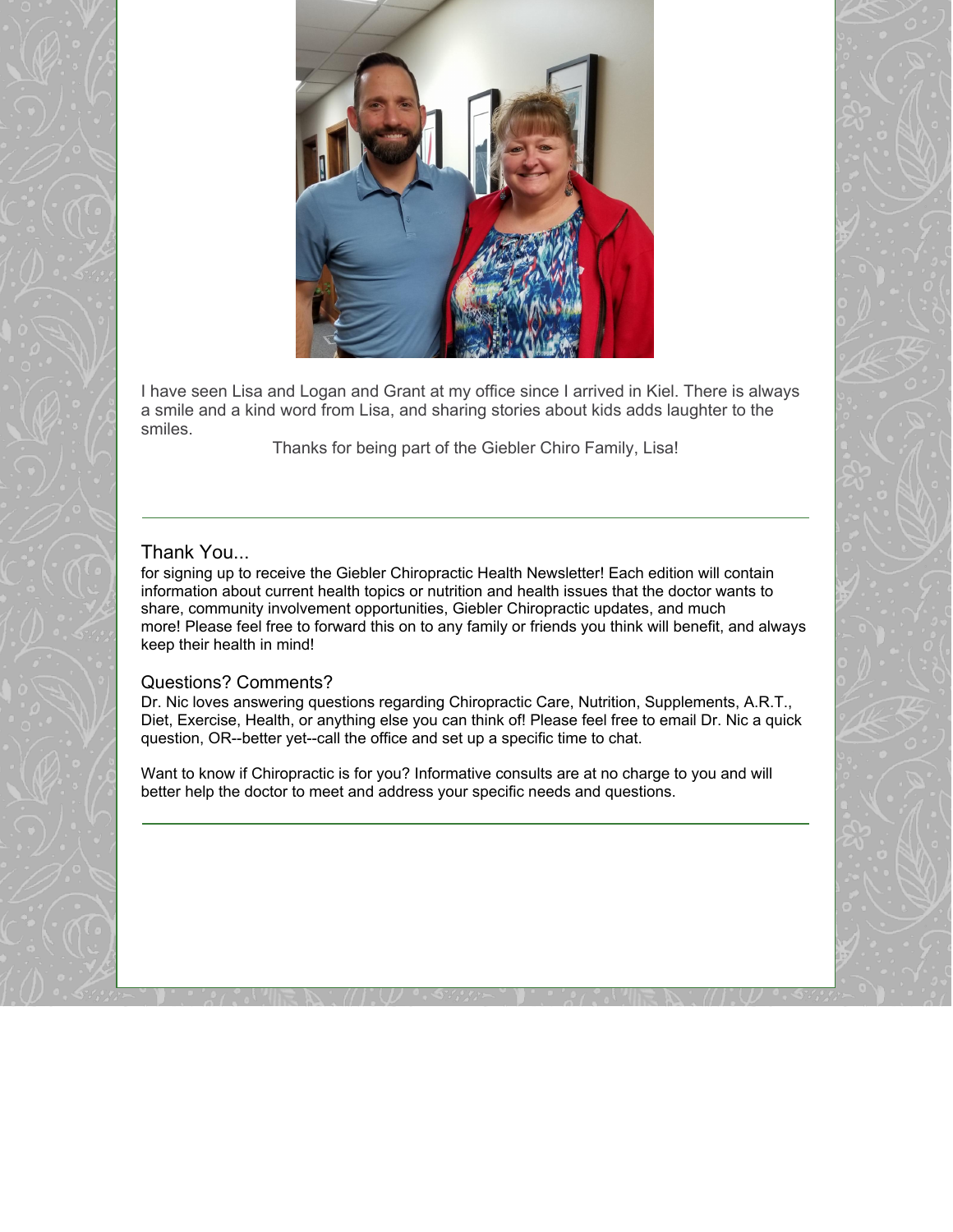I have seen Lisa and Logan and Grant at my office since I arrived in Kiel. There is always a smile and a kind word from Lisa, and sharing stories about kids adds laughter to the smiles.

Thanks for being part of the Giebler Chiro Family, Lisa!

---

## Thank You...

for signing up to receive the Giebler Chiropractic Health Newsletter! Each edition will contain information about current health topics or nutrition and health issues that the doctor wants to share, community involvement opportunities, Giebler Chiropractic updates, and much more! Please feel free to forward this on to any family or friends you think will benefit, and always keep their health in mind!

## Questions? Comments?

Dr. Nic loves answering questions regarding Chiropractic Care, Nutrition, Supplements, A.R.T., Diet, Exercise, Health, or anything else you can think of! Please feel free to email Dr. Nic a quick question, OR--better yet--call the office and set up a specific time to chat.

Want to know if Chiropractic is for you? Informative consults are at no charge to you and will better help the doctor to meet and address your specific needs and questions.

---